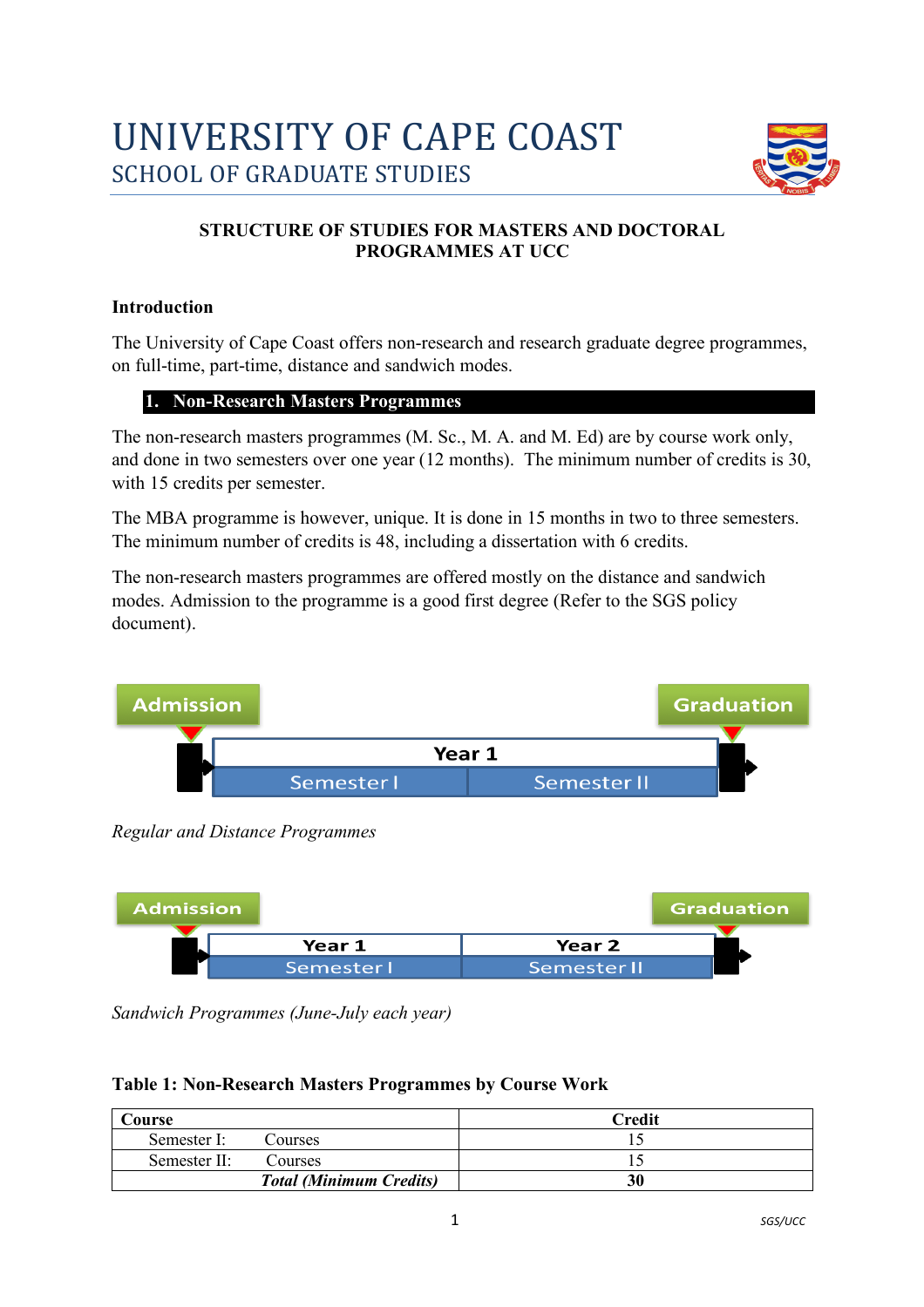# UNIVERSITY OF CAPE COAST
## SCHOOL OF GRADUATE STUDIES

### STRUCTURE OF STUDIES FOR MASTERS AND DOCTORAL PROGRAMMES AT UCC

**Introduction**

The University of Cape Coast offers non-research and research graduate degree programmes, on full-time, part-time, distance and sandwich modes.

## 1. Non-Research Masters Programmes

The non-research masters programmes (M. Sc., M. A. and M. Ed) are by course work only, and done in two semesters over one year (12 months). The minimum number of credits is 30, with 15 credits per semester.

The MBA programme is however, unique. It is done in 15 months in two to three semesters. The minimum number of credits is 48, including a dissertation with 6 credits.

The non-research masters programmes are offered mostly on the distance and sandwich modes. Admission to the programme is a good first degree (Refer to the SGS policy document).

Admission → Year 1 (Semester I, Semester II) → Graduation

*Regular and Distance Programmes*

Admission → Year 1 (Semester I), Year 2 (Semester II) → Graduation

*Sandwich Programmes (June-July each year)*

**Table 1: Non-Research Masters Programmes by Course Work**

| Course | Credit |
|---|---|
| Semester I: Courses | 15 |
| Semester II: Courses | 15 |
| ***Total (Minimum Credits)*** | **30** |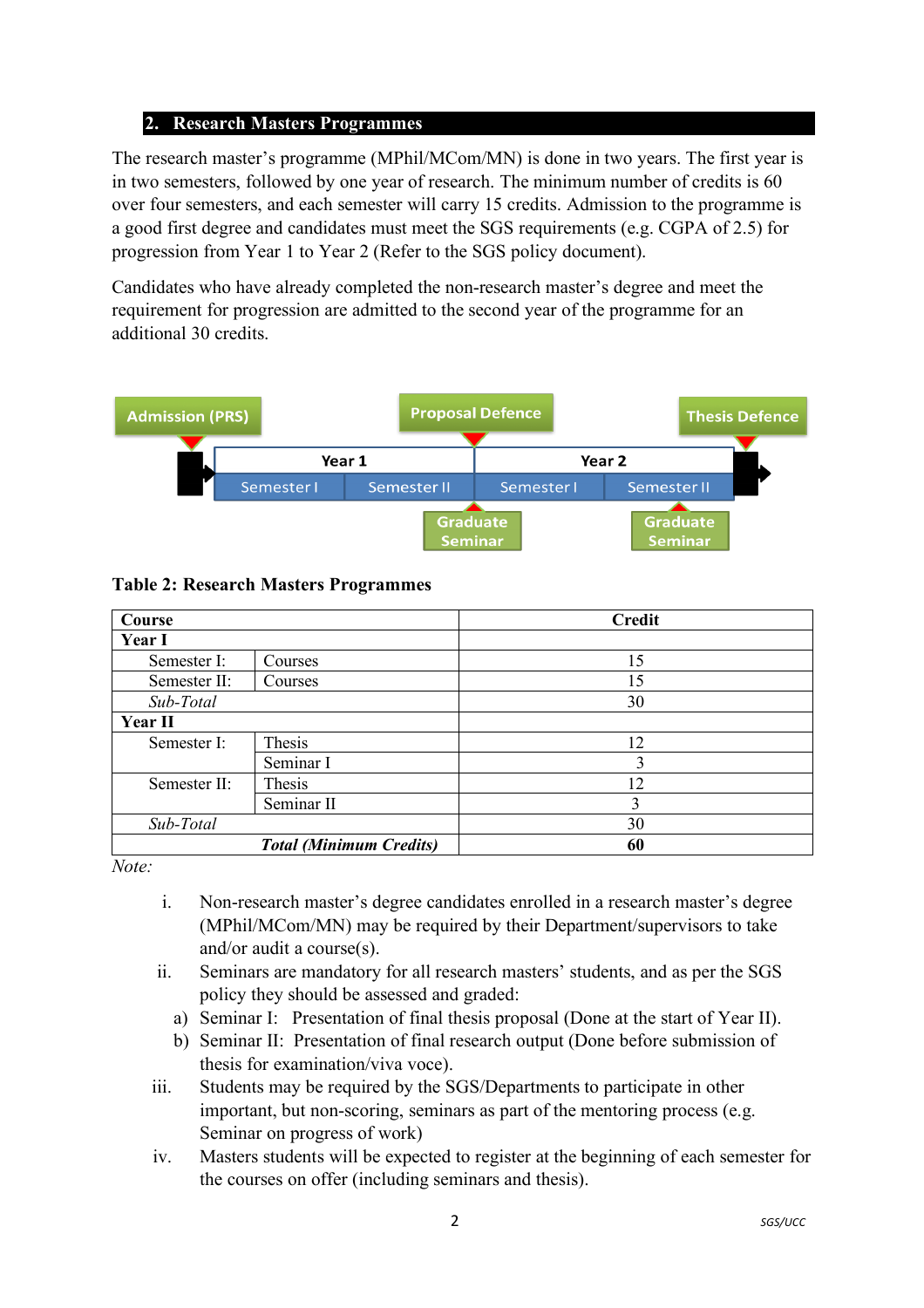## 2. Research Masters Programmes

The research master's programme (MPhil/MCom/MN) is done in two years. The first year is in two semesters, followed by one year of research. The minimum number of credits is 60 over four semesters, and each semester will carry 15 credits. Admission to the programme is a good first degree and candidates must meet the SGS requirements (e.g. CGPA of 2.5) for progression from Year 1 to Year 2 (Refer to the SGS policy document).

Candidates who have already completed the non-research master's degree and meet the requirement for progression are admitted to the second year of the programme for an additional 30 credits.

Admission (PRS) — Proposal Defence — Thesis Defence

| Year 1 | | Year 2 | |
|---|---|---|---|
| Semester I | Semester II | Semester I | Semester II |

Graduate Seminar — Graduate Seminar

**Table 2: Research Masters Programmes**

| Course | | Credit |
|---|---|---|
| **Year I** | | |
| Semester I: | Courses | 15 |
| Semester II: | Courses | 15 |
| *Sub-Total* | | 30 |
| **Year II** | | |
| Semester I: | Thesis | 12 |
| | Seminar I | 3 |
| Semester II: | Thesis | 12 |
| | Seminar II | 3 |
| *Sub-Total* | | 30 |
| ***Total (Minimum Credits)*** | | **60** |

*Note:*

i. Non-research master's degree candidates enrolled in a research master's degree (MPhil/MCom/MN) may be required by their Department/supervisors to take and/or audit a course(s).

ii. Seminars are mandatory for all research masters' students, and as per the SGS policy they should be assessed and graded:
   a) Seminar I: Presentation of final thesis proposal (Done at the start of Year II).
   b) Seminar II: Presentation of final research output (Done before submission of thesis for examination/viva voce).

iii. Students may be required by the SGS/Departments to participate in other important, but non-scoring, seminars as part of the mentoring process (e.g. Seminar on progress of work)

iv. Masters students will be expected to register at the beginning of each semester for the courses on offer (including seminars and thesis).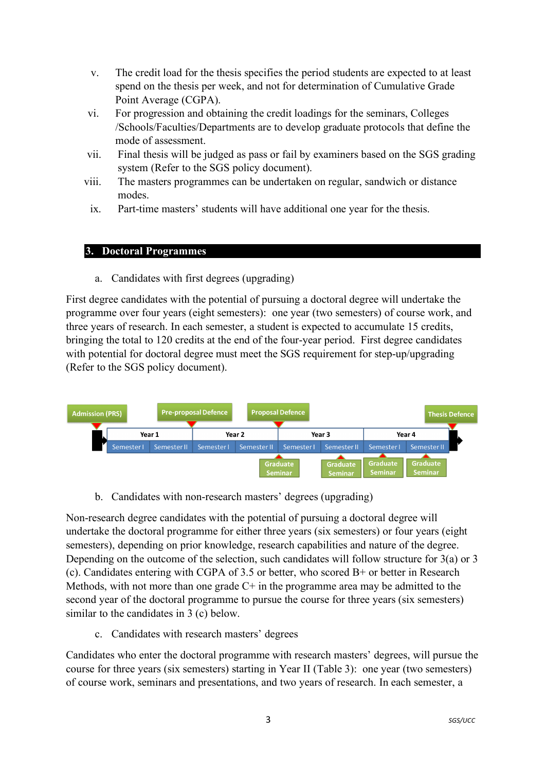v. The credit load for the thesis specifies the period students are expected to at least spend on the thesis per week, and not for determination of Cumulative Grade Point Average (CGPA).

vi. For progression and obtaining the credit loadings for the seminars, Colleges /Schools/Faculties/Departments are to develop graduate protocols that define the mode of assessment.

vii. Final thesis will be judged as pass or fail by examiners based on the SGS grading system (Refer to the SGS policy document).

viii. The masters programmes can be undertaken on regular, sandwich or distance modes.

ix. Part-time masters' students will have additional one year for the thesis.

## 3. Doctoral Programmes

a. Candidates with first degrees (upgrading)

First degree candidates with the potential of pursuing a doctoral degree will undertake the programme over four years (eight semesters): one year (two semesters) of course work, and three years of research. In each semester, a student is expected to accumulate 15 credits, bringing the total to 120 credits at the end of the four-year period. First degree candidates with potential for doctoral degree must meet the SGS requirement for step-up/upgrading (Refer to the SGS policy document).

| Year 1 | | Year 2 | | Year 3 | | Year 4 | |
|---|---|---|---|---|---|---|---|
| Semester I | Semester II | Semester I | Semester II | Semester I | Semester II | Semester I | Semester II |
| Admission (PRS) | | Pre-proposal Defence | | Proposal Defence | | | Thesis Defence |
| | | | Graduate Seminar | | Graduate Seminar | Graduate Seminar | Graduate Seminar |

b. Candidates with non-research masters' degrees (upgrading)

Non-research degree candidates with the potential of pursuing a doctoral degree will undertake the doctoral programme for either three years (six semesters) or four years (eight semesters), depending on prior knowledge, research capabilities and nature of the degree. Depending on the outcome of the selection, such candidates will follow structure for 3(a) or 3 (c). Candidates entering with CGPA of 3.5 or better, who scored B+ or better in Research Methods, with not more than one grade C+ in the programme area may be admitted to the second year of the doctoral programme to pursue the course for three years (six semesters) similar to the candidates in 3 (c) below.

c. Candidates with research masters' degrees

Candidates who enter the doctoral programme with research masters' degrees, will pursue the course for three years (six semesters) starting in Year II (Table 3): one year (two semesters) of course work, seminars and presentations, and two years of research. In each semester, a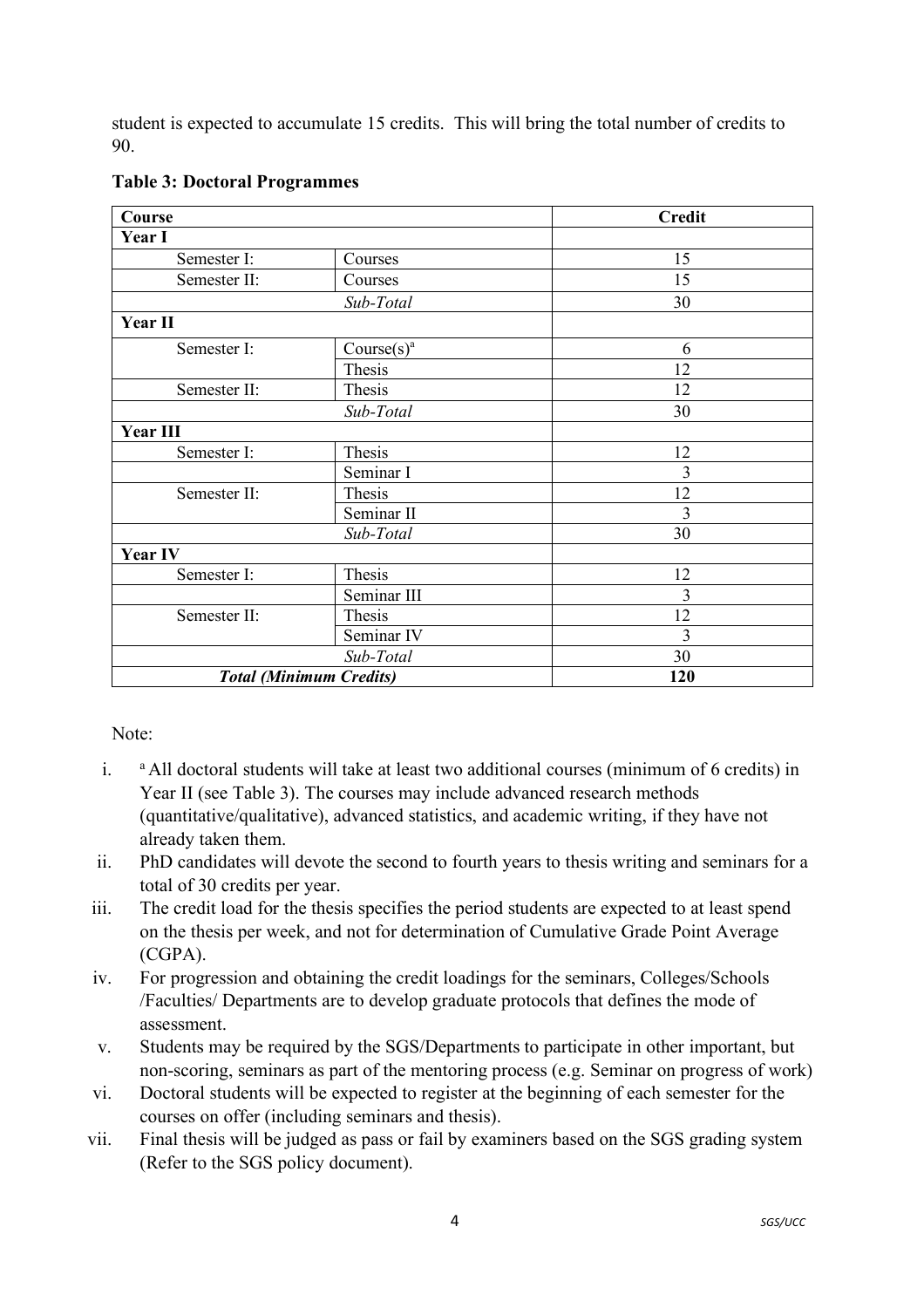student is expected to accumulate 15 credits. This will bring the total number of credits to 90.

**Table 3: Doctoral Programmes**

| Course | | Credit |
|---|---|---|
| **Year I** | | |
| Semester I: | Courses | 15 |
| Semester II: | Courses | 15 |
| | *Sub-Total* | 30 |
| **Year II** | | |
| Semester I: | Course(s)[a] | 6 |
| | Thesis | 12 |
| Semester II: | Thesis | 12 |
| | *Sub-Total* | 30 |
| **Year III** | | |
| Semester I: | Thesis | 12 |
| | Seminar I | 3 |
| Semester II: | Thesis | 12 |
| | Seminar II | 3 |
| | *Sub-Total* | 30 |
| **Year IV** | | |
| Semester I: | Thesis | 12 |
| | Seminar III | 3 |
| Semester II: | Thesis | 12 |
| | Seminar IV | 3 |
| | *Sub-Total* | 30 |
| ***Total (Minimum Credits)*** | | **120** |

Note:

i. [a] All doctoral students will take at least two additional courses (minimum of 6 credits) in Year II (see Table 3). The courses may include advanced research methods (quantitative/qualitative), advanced statistics, and academic writing, if they have not already taken them.

ii. PhD candidates will devote the second to fourth years to thesis writing and seminars for a total of 30 credits per year.

iii. The credit load for the thesis specifies the period students are expected to at least spend on the thesis per week, and not for determination of Cumulative Grade Point Average (CGPA).

iv. For progression and obtaining the credit loadings for the seminars, Colleges/Schools /Faculties/ Departments are to develop graduate protocols that defines the mode of assessment.

v. Students may be required by the SGS/Departments to participate in other important, but non-scoring, seminars as part of the mentoring process (e.g. Seminar on progress of work)

vi. Doctoral students will be expected to register at the beginning of each semester for the courses on offer (including seminars and thesis).

vii. Final thesis will be judged as pass or fail by examiners based on the SGS grading system (Refer to the SGS policy document).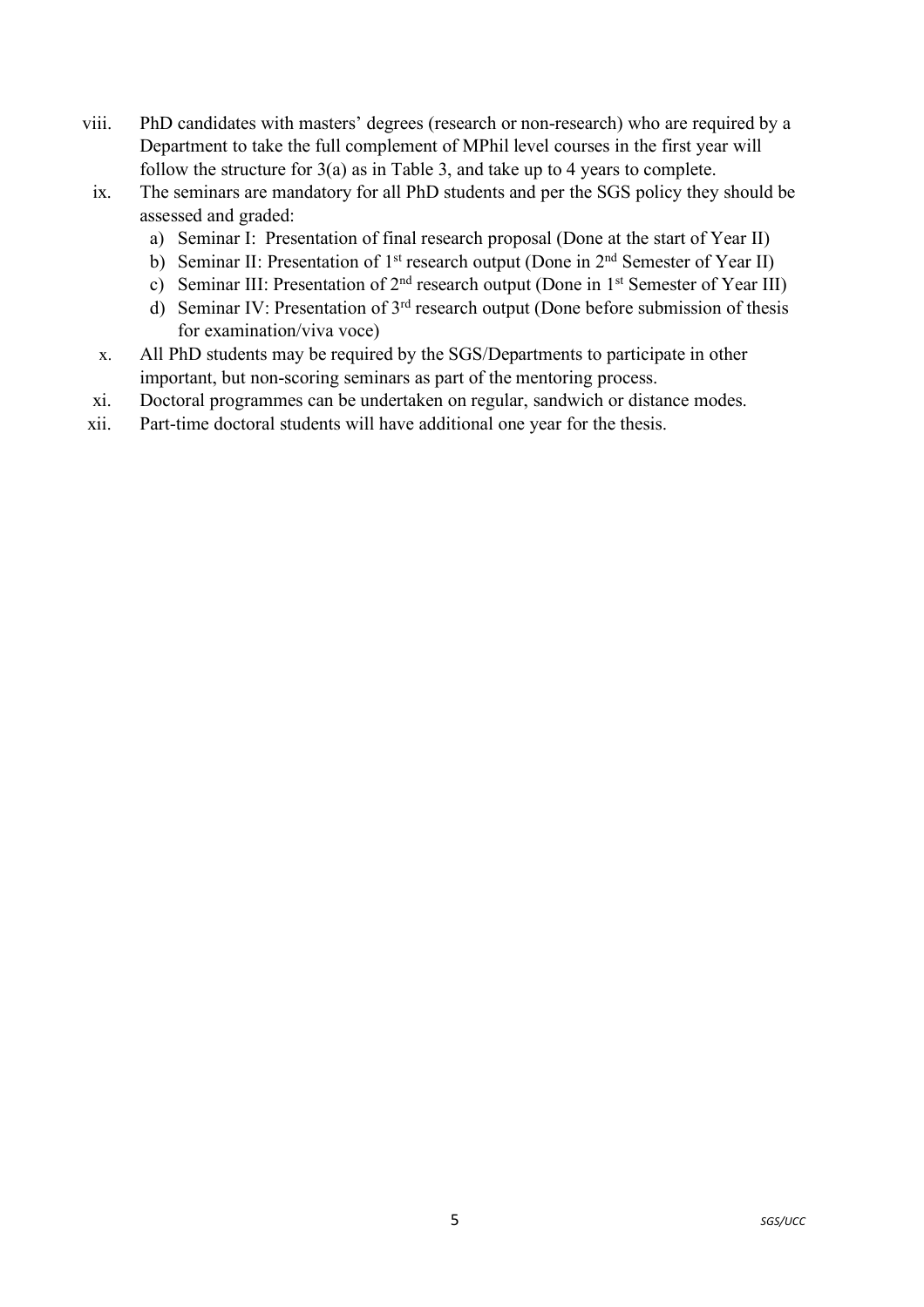viii. PhD candidates with masters' degrees (research or non-research) who are required by a Department to take the full complement of MPhil level courses in the first year will follow the structure for 3(a) as in Table 3, and take up to 4 years to complete.

ix. The seminars are mandatory for all PhD students and per the SGS policy they should be assessed and graded:

   a) Seminar I: Presentation of final research proposal (Done at the start of Year II)
   b) Seminar II: Presentation of 1st research output (Done in 2nd Semester of Year II)
   c) Seminar III: Presentation of 2nd research output (Done in 1st Semester of Year III)
   d) Seminar IV: Presentation of 3rd research output (Done before submission of thesis for examination/viva voce)

x. All PhD students may be required by the SGS/Departments to participate in other important, but non-scoring seminars as part of the mentoring process.

xi. Doctoral programmes can be undertaken on regular, sandwich or distance modes.

xii. Part-time doctoral students will have additional one year for the thesis.